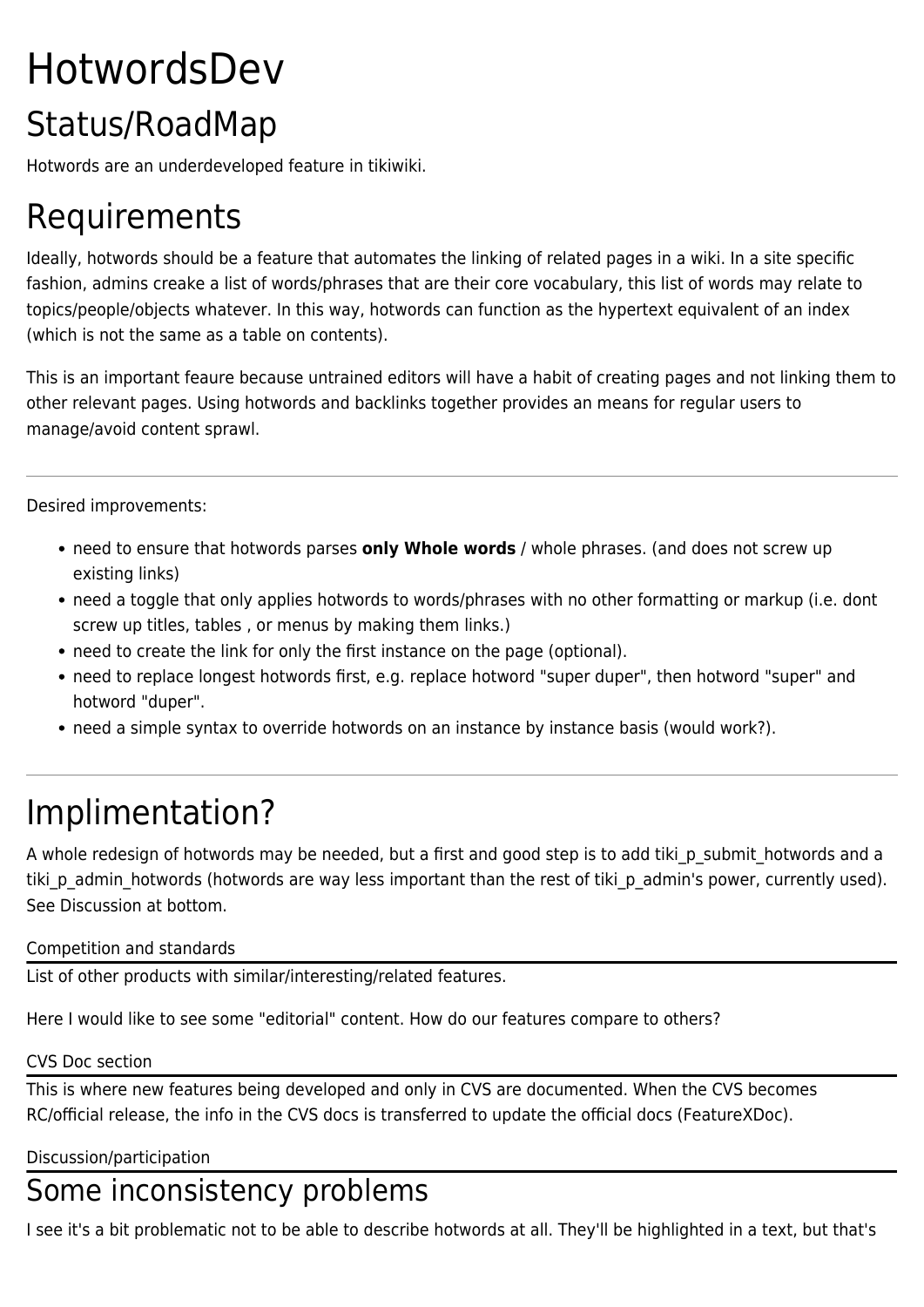# HotwordsDev

## Status/RoadMap

Hotwords are an underdeveloped feature in tikiwiki.

## Requirements

Ideally, hotwords should be a feature that automates the linking of related pages in a wiki. In a site specific fashion, admins creake a list of words/phrases that are their core vocabulary, this list of words may relate to topics/people/objects whatever. In this way, hotwords can function as the hypertext equivalent of an index (which is not the same as a table on contents).

This is an important feaure because untrained editors will have a habit of creating pages and not linking them to other relevant pages. Using hotwords and backlinks together provides an means for regular users to manage/avoid content sprawl.

---

Desired improvements:

- need to ensure that hotwords parses **only Whole words** / whole phrases. (and does not screw up existing links)
- need a toggle that only applies hotwords to words/phrases with no other formatting or markup (i.e. dont screw up titles, tables , or menus by making them links.)
- need to create the link for only the first instance on the page (optional).
- need to replace longest hotwords first, e.g. replace hotword "super duper", then hotword "super" and hotword "duper".
- need a simple syntax to override hotwords on an instance by instance basis (would work?).

---

## Implimentation?

A whole redesign of hotwords may be needed, but a first and good step is to add tiki_p_submit_hotwords and a tiki_p_admin_hotwords (hotwords are way less important than the rest of tiki_p_admin's power, currently used). See Discussion at bottom.

#### Competition and standards

List of other products with similar/interesting/related features.

Here I would like to see some "editorial" content. How do our features compare to others?

#### CVS Doc section

This is where new features being developed and only in CVS are documented. When the CVS becomes RC/official release, the info in the CVS docs is transferred to update the official docs (FeatureXDoc).

#### Discussion/participation

## Some inconsistency problems

I see it's a bit problematic not to be able to describe hotwords at all. They'll be highlighted in a text, but that's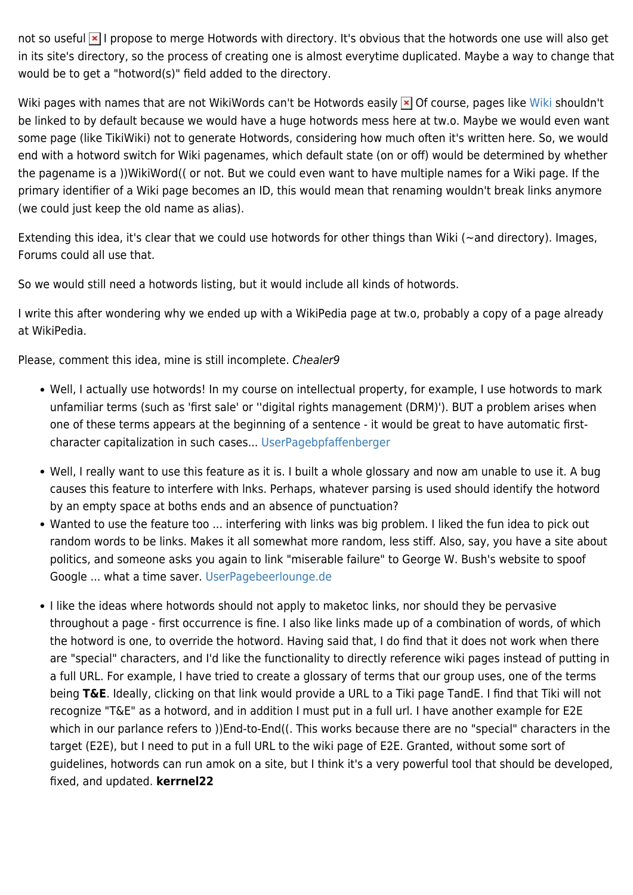not so useful I propose to merge Hotwords with directory. It's obvious that the hotwords one use will also get in its site's directory, so the process of creating one is almost everytime duplicated. Maybe a way to change that would be to get a "hotword(s)" field added to the directory.

Wiki pages with names that are not WikiWords can't be Hotwords easily Of course, pages like Wiki shouldn't be linked to by default because we would have a huge hotwords mess here at tw.o. Maybe we would even want some page (like TikiWiki) not to generate Hotwords, considering how much often it's written here. So, we would end with a hotword switch for Wiki pagenames, which default state (on or off) would be determined by whether the pagename is a ))WikiWord(( or not. But we could even want to have multiple names for a Wiki page. If the primary identifier of a Wiki page becomes an ID, this would mean that renaming wouldn't break links anymore (we could just keep the old name as alias).

Extending this idea, it's clear that we could use hotwords for other things than Wiki (~and directory). Images, Forums could all use that.

So we would still need a hotwords listing, but it would include all kinds of hotwords.

I write this after wondering why we ended up with a WikiPedia page at tw.o, probably a copy of a page already at WikiPedia.

Please, comment this idea, mine is still incomplete. *Chealer9*

- Well, I actually use hotwords! In my course on intellectual property, for example, I use hotwords to mark unfamiliar terms (such as 'first sale' or ''digital rights management (DRM)'). BUT a problem arises when one of these terms appears at the beginning of a sentence - it would be great to have automatic first-character capitalization in such cases... UserPagebpfaffenberger
- Well, I really want to use this feature as it is. I built a whole glossary and now am unable to use it. A bug causes this feature to interfere with lnks. Perhaps, whatever parsing is used should identify the hotword by an empty space at boths ends and an absence of punctuation?
- Wanted to use the feature too ... interfering with links was big problem. I liked the fun idea to pick out random words to be links. Makes it all somewhat more random, less stiff. Also, say, you have a site about politics, and someone asks you again to link "miserable failure" to George W. Bush's website to spoof Google ... what a time saver. UserPagebeerlounge.de
- I like the ideas where hotwords should not apply to maketoc links, nor should they be pervasive throughout a page - first occurrence is fine. I also like links made up of a combination of words, of which the hotword is one, to override the hotword. Having said that, I do find that it does not work when there are "special" characters, and I'd like the functionality to directly reference wiki pages instead of putting in a full URL. For example, I have tried to create a glossary of terms that our group uses, one of the terms being **T&E**. Ideally, clicking on that link would provide a URL to a Tiki page TandE. I find that Tiki will not recognize "T&E" as a hotword, and in addition I must put in a full url. I have another example for E2E which in our parlance refers to ))End-to-End((. This works because there are no "special" characters in the target (E2E), but I need to put in a full URL to the wiki page of E2E. Granted, without some sort of guidelines, hotwords can run amok on a site, but I think it's a very powerful tool that should be developed, fixed, and updated. **kerrnel22**